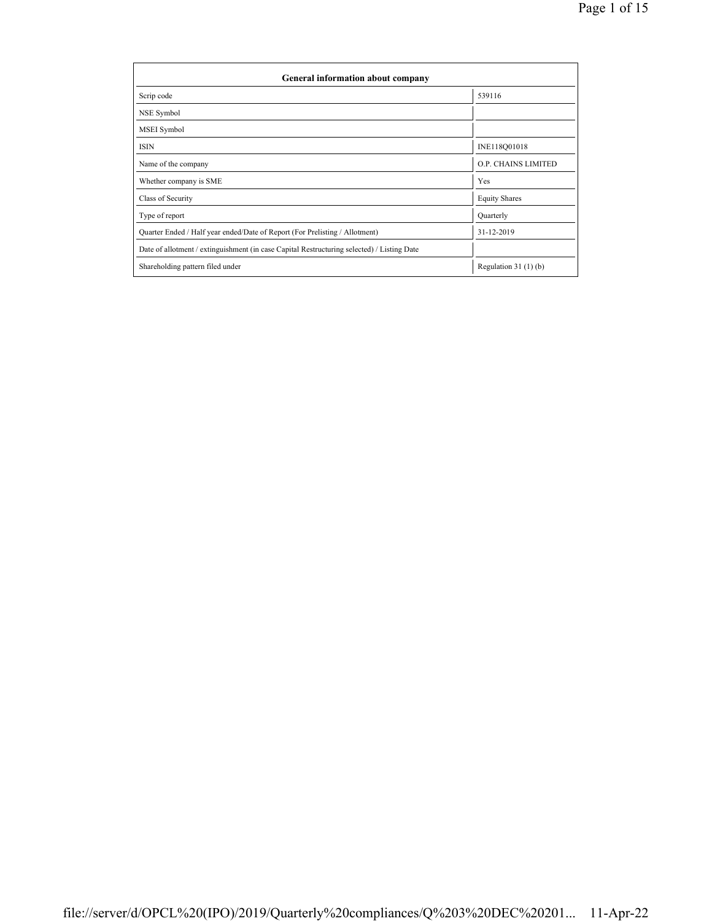| General information about company | |
|---|---|
| Scrip code | 539116 |
| NSE Symbol | |
| MSEI Symbol | |
| ISIN | INE118Q01018 |
| Name of the company | O.P. CHAINS LIMITED |
| Whether company is SME | Yes |
| Class of Security | Equity Shares |
| Type of report | Quarterly |
| Quarter Ended / Half year ended/Date of Report (For Prelisting / Allotment) | 31-12-2019 |
| Date of allotment / extinguishment (in case Capital Restructuring selected) / Listing Date | |
| Shareholding pattern filed under | Regulation 31 (1) (b) |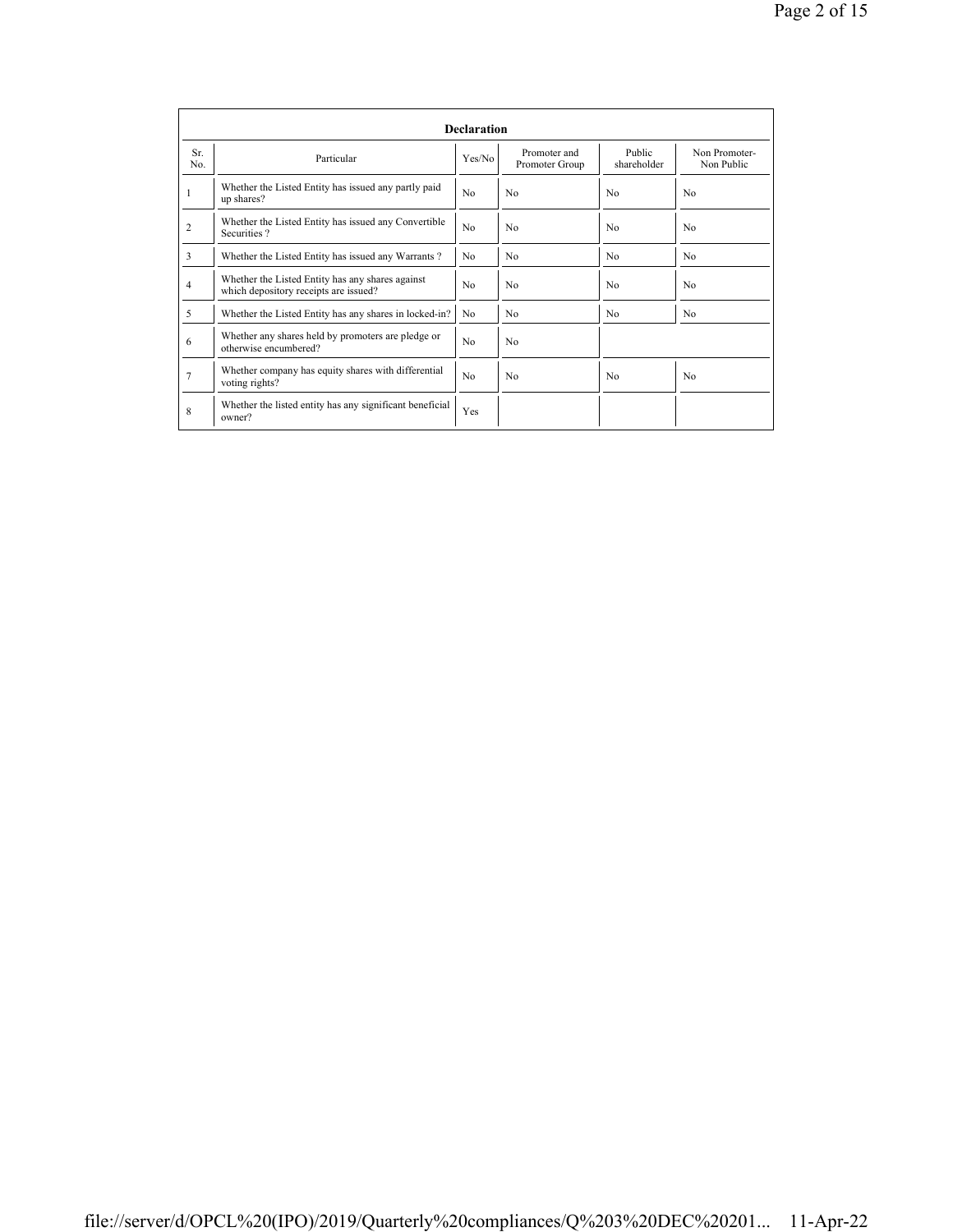| Declaration | | | | | |
|---|---|---|---|---|---|
| Sr. No. | Particular | Yes/No | Promoter and Promoter Group | Public shareholder | Non Promoter-Non Public |
| 1 | Whether the Listed Entity has issued any partly paid up shares? | No | No | No | No |
| 2 | Whether the Listed Entity has issued any Convertible Securities ? | No | No | No | No |
| 3 | Whether the Listed Entity has issued any Warrants ? | No | No | No | No |
| 4 | Whether the Listed Entity has any shares against which depository receipts are issued? | No | No | No | No |
| 5 | Whether the Listed Entity has any shares in locked-in? | No | No | No | No |
| 6 | Whether any shares held by promoters are pledge or otherwise encumbered? | No | No | | |
| 7 | Whether company has equity shares with differential voting rights? | No | No | No | No |
| 8 | Whether the listed entity has any significant beneficial owner? | Yes | | | |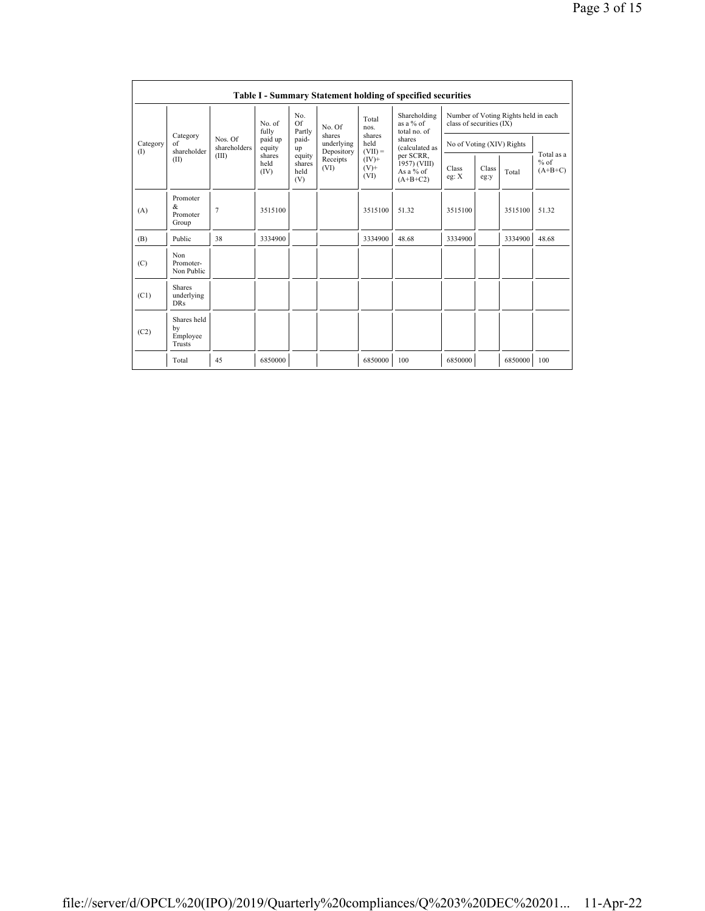## Table I - Summary Statement holding of specified securities

| Category (I) | Category of shareholder (II) | Nos. Of shareholders (III) | No. of fully paid up equity shares held (IV) | No. Of Partly paid-up equity shares held (V) | No. Of shares underlying Depository Receipts (VI) | Total nos. shares held (VII) = (IV)+ (V)+ (VI) | Shareholding as a % of total no. of shares (calculated as per SCRR, 1957) (VIII) As a % of (A+B+C2) | Number of Voting Rights held in each class of securities (IX) | | | |
|---|---|---|---|---|---|---|---|---|---|---|---|
| | | | | | | | | No of Voting (XIV) Rights | | | Total as a % of (A+B+C) |
| | | | | | | | | Class eg: X | Class eg:y | Total | |
| (A) | Promoter & Promoter Group | 7 | 3515100 | | | 3515100 | 51.32 | 3515100 | | 3515100 | 51.32 |
| (B) | Public | 38 | 3334900 | | | 3334900 | 48.68 | 3334900 | | 3334900 | 48.68 |
| (C) | Non Promoter- Non Public | | | | | | | | | | |
| (C1) | Shares underlying DRs | | | | | | | | | | |
| (C2) | Shares held by Employee Trusts | | | | | | | | | | |
| | Total | 45 | 6850000 | | | 6850000 | 100 | 6850000 | | 6850000 | 100 |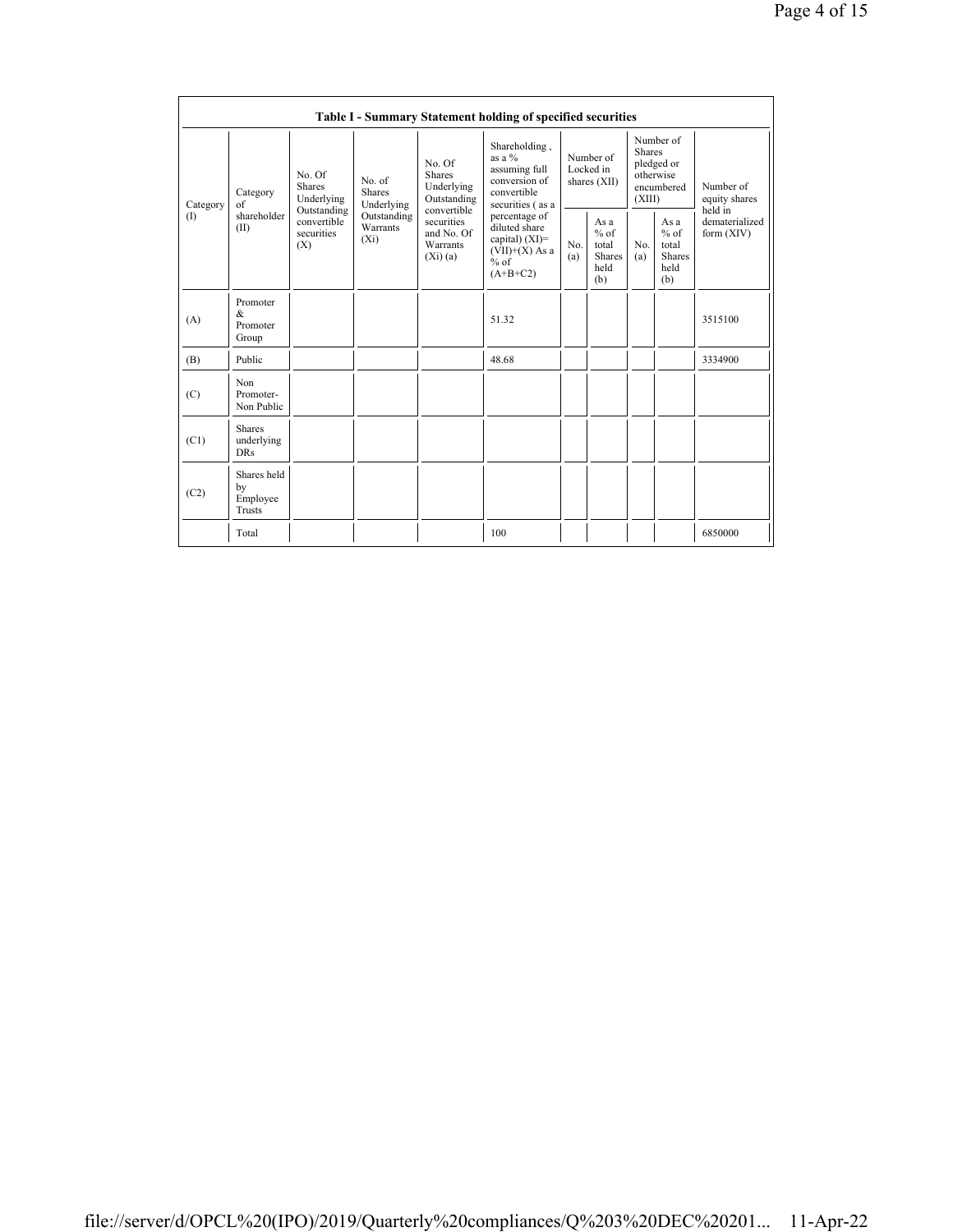| Table I - Summary Statement holding of specified securities | | | | | | | | | | |
|---|---|---|---|---|---|---|---|---|---|---|
| Category (I) | Category of shareholder (II) | No. Of Shares Underlying Outstanding convertible securities (X) | No. of Shares Underlying Outstanding Warrants (Xi) | No. Of Shares Underlying Outstanding convertible securities and No. Of Warrants (Xi) (a) | Shareholding , as a % assuming full conversion of convertible securities ( as a percentage of diluted share capital) (XI)= (VII)+(X) As a % of (A+B+C2) | Number of Locked in shares (XII) | | Number of Shares pledged or otherwise encumbered (XIII) | | Number of equity shares held in dematerialized form (XIV) |
| | | | | | | No. (a) | As a % of total Shares held (b) | No. (a) | As a % of total Shares held (b) | |
| (A) | Promoter & Promoter Group | | | | 51.32 | | | | | 3515100 |
| (B) | Public | | | | 48.68 | | | | | 3334900 |
| (C) | Non Promoter- Non Public | | | | | | | | | |
| (C1) | Shares underlying DRs | | | | | | | | | |
| (C2) | Shares held by Employee Trusts | | | | | | | | | |
| | Total | | | | 100 | | | | | 6850000 |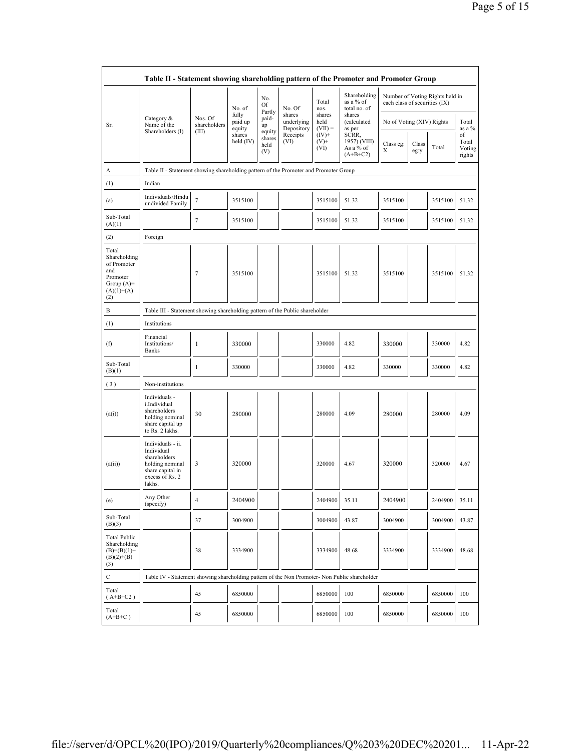| Table II - Statement showing shareholding pattern of the Promoter and Promoter Group | | | | | | | | | | | | |
|---|---|---|---|---|---|---|---|---|---|---|---|---|
| Sr. | Category & Name of the Shareholders (I) | Nos. Of shareholders (III) | No. of fully paid up equity shares held (IV) | No. Of Partly paid-up equity shares held (V) | No. Of shares underlying Depository Receipts (VI) | Total nos. shares held (VII) = (IV)+ (V)+ (VI) | Shareholding as a % of total no. of shares (calculated as per SCRR, 1957) (VIII) As a % of (A+B+C2) | Number of Voting Rights held in each class of securities (IX) | | | |
| | | | | | | | | No of Voting (XIV) Rights | | | Total as a % of Total Voting rights |
| | | | | | | | | Class eg: X | Class eg:y | Total | |
| A | Table II - Statement showing shareholding pattern of the Promoter and Promoter Group | | | | | | | | | | |
| (1) | Indian | | | | | | | | | | |
| (a) | Individuals/Hindu undivided Family | 7 | 3515100 | | | 3515100 | 51.32 | 3515100 | | 3515100 | 51.32 |
| Sub-Total (A)(1) | | 7 | 3515100 | | | 3515100 | 51.32 | 3515100 | | 3515100 | 51.32 |
| (2) | Foreign | | | | | | | | | | |
| Total Shareholding of Promoter and Promoter Group (A)=(A)(1)+(A)(2) | | 7 | 3515100 | | | 3515100 | 51.32 | 3515100 | | 3515100 | 51.32 |
| B | Table III - Statement showing shareholding pattern of the Public shareholder | | | | | | | | | | |
| (1) | Institutions | | | | | | | | | | |
| (f) | Financial Institutions/ Banks | 1 | 330000 | | | 330000 | 4.82 | 330000 | | 330000 | 4.82 |
| Sub-Total (B)(1) | | 1 | 330000 | | | 330000 | 4.82 | 330000 | | 330000 | 4.82 |
| (3) | Non-institutions | | | | | | | | | | |
| (a(i)) | Individuals - i.Individual shareholders holding nominal share capital up to Rs. 2 lakhs. | 30 | 280000 | | | 280000 | 4.09 | 280000 | | 280000 | 4.09 |
| (a(ii)) | Individuals - ii. Individual shareholders holding nominal share capital in excess of Rs. 2 lakhs. | 3 | 320000 | | | 320000 | 4.67 | 320000 | | 320000 | 4.67 |
| (e) | Any Other (specify) | 4 | 2404900 | | | 2404900 | 35.11 | 2404900 | | 2404900 | 35.11 |
| Sub-Total (B)(3) | | 37 | 3004900 | | | 3004900 | 43.87 | 3004900 | | 3004900 | 43.87 |
| Total Public Shareholding (B)=(B)(1)+(B)(2)+(B)(3) | | 38 | 3334900 | | | 3334900 | 48.68 | 3334900 | | 3334900 | 48.68 |
| C | Table IV - Statement showing shareholding pattern of the Non Promoter- Non Public shareholder | | | | | | | | | | |
| Total ( A+B+C2 ) | | 45 | 6850000 | | | 6850000 | 100 | 6850000 | | 6850000 | 100 |
| Total (A+B+C ) | | 45 | 6850000 | | | 6850000 | 100 | 6850000 | | 6850000 | 100 |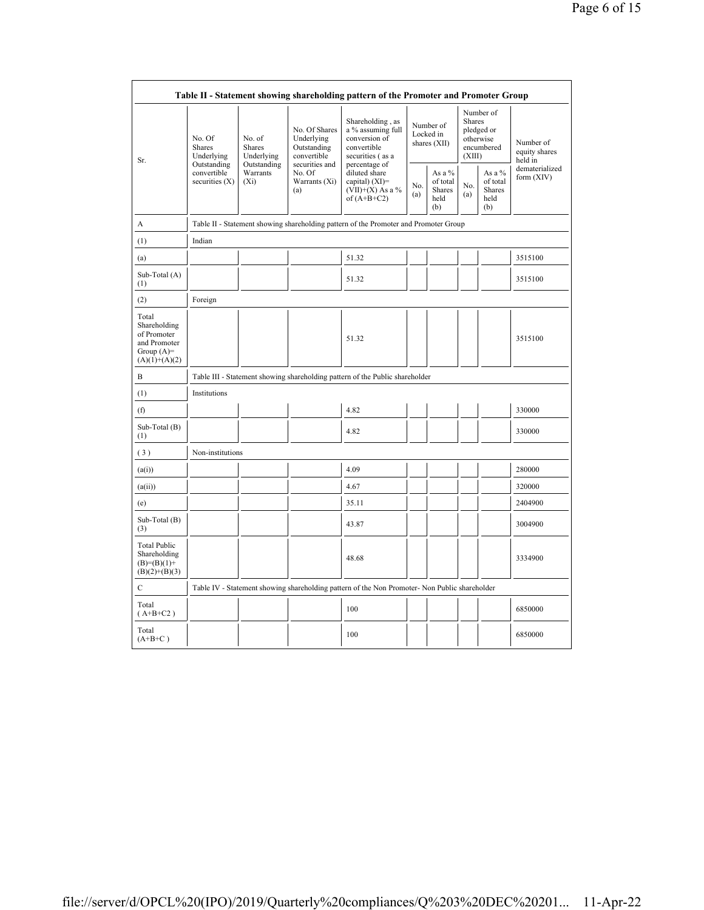| Table II - Statement showing shareholding pattern of the Promoter and Promoter Group | | | | | | | | | |
|---|---|---|---|---|---|---|---|---|---|
| Sr. | No. Of Shares Underlying Outstanding convertible securities (X) | No. of Shares Underlying Outstanding Warrants (Xi) | No. Of Shares Underlying Outstanding convertible securities and No. Of Warrants (Xi) (a) | Shareholding , as a % assuming full conversion of convertible securities ( as a percentage of diluted share capital) (XI)= (VII)+(X) As a % of (A+B+C2) | Number of Locked in shares (XII) | | Number of Shares pledged or otherwise encumbered (XIII) | | Number of equity shares held in dematerialized form (XIV) |
| | | | | | No. (a) | As a % of total Shares held (b) | No. (a) | As a % of total Shares held (b) | |
| A | Table II - Statement showing shareholding pattern of the Promoter and Promoter Group | | | | | | | | |
| (1) | Indian | | | | | | | | |
| (a) | | | | 51.32 | | | | | 3515100 |
| Sub-Total (A) (1) | | | | 51.32 | | | | | 3515100 |
| (2) | Foreign | | | | | | | | |
| Total Shareholding of Promoter and Promoter Group (A)= (A)(1)+(A)(2) | | | | 51.32 | | | | | 3515100 |
| B | Table III - Statement showing shareholding pattern of the Public shareholder | | | | | | | | |
| (1) | Institutions | | | | | | | | |
| (f) | | | | 4.82 | | | | | 330000 |
| Sub-Total (B) (1) | | | | 4.82 | | | | | 330000 |
| ( 3 ) | Non-institutions | | | | | | | | |
| (a(i)) | | | | 4.09 | | | | | 280000 |
| (a(ii)) | | | | 4.67 | | | | | 320000 |
| (e) | | | | 35.11 | | | | | 2404900 |
| Sub-Total (B) (3) | | | | 43.87 | | | | | 3004900 |
| Total Public Shareholding (B)=(B)(1)+(B)(2)+(B)(3) | | | | 48.68 | | | | | 3334900 |
| C | Table IV - Statement showing shareholding pattern of the Non Promoter- Non Public shareholder | | | | | | | | |
| Total ( A+B+C2 ) | | | | 100 | | | | | 6850000 |
| Total (A+B+C ) | | | | 100 | | | | | 6850000 |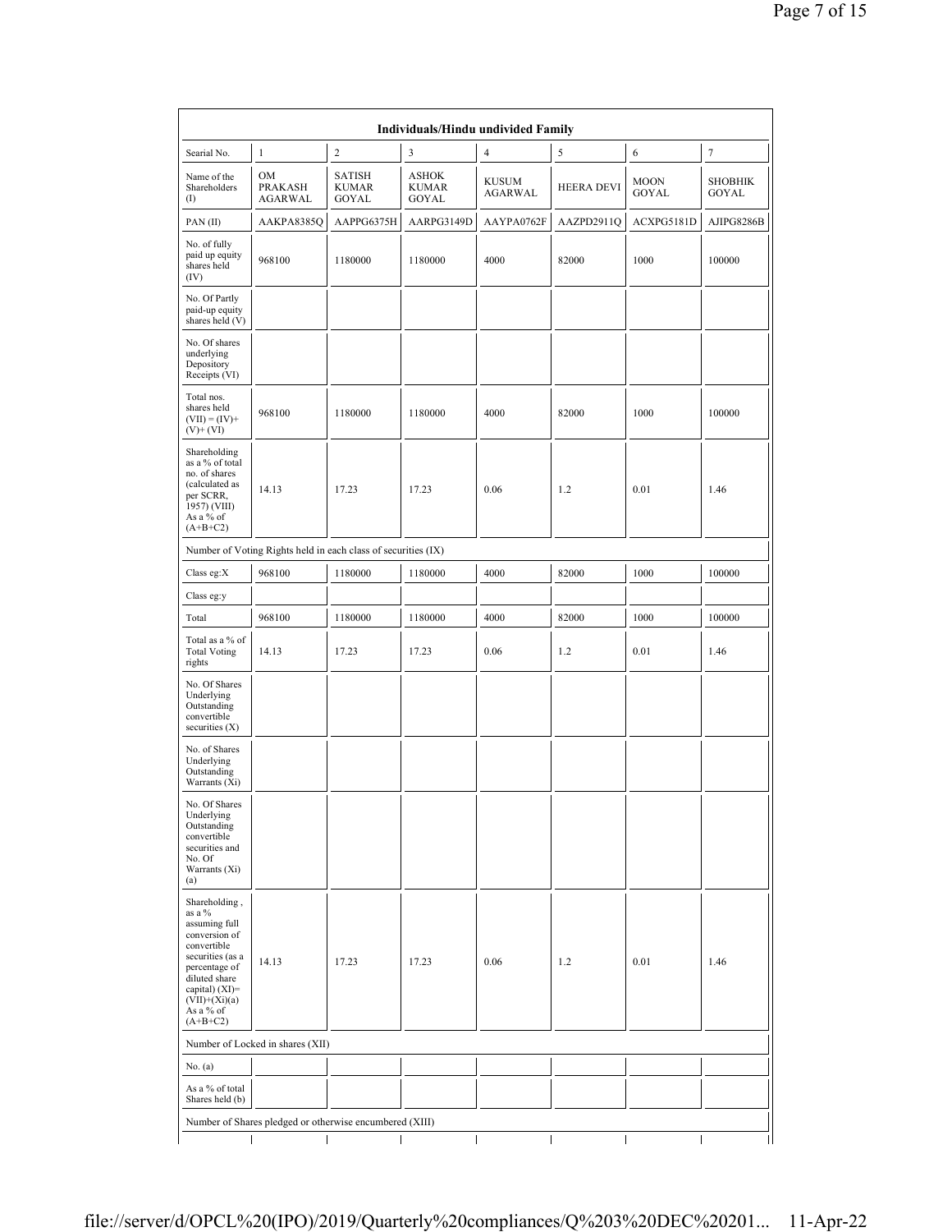| Individuals/Hindu undivided Family | | | | | | | |
|---|---|---|---|---|---|---|---|
| Searial No. | 1 | 2 | 3 | 4 | 5 | 6 | 7 |
| Name of the Shareholders (I) | OM PRAKASH AGARWAL | SATISH KUMAR GOYAL | ASHOK KUMAR GOYAL | KUSUM AGARWAL | HEERA DEVI | MOON GOYAL | SHOBHIK GOYAL |
| PAN (II) | AAKPA8385Q | AAPPG6375H | AARPG3149D | AAYPA0762F | AAZPD2911Q | ACXPG5181D | AJIPG8286B |
| No. of fully paid up equity shares held (IV) | 968100 | 1180000 | 1180000 | 4000 | 82000 | 1000 | 100000 |
| No. Of Partly paid-up equity shares held (V) | | | | | | | |
| No. Of shares underlying Depository Receipts (VI) | | | | | | | |
| Total nos. shares held (VII) = (IV)+(V)+ (VI) | 968100 | 1180000 | 1180000 | 4000 | 82000 | 1000 | 100000 |
| Shareholding as a % of total no. of shares (calculated as per SCRR, 1957) (VIII) As a % of (A+B+C2) | 14.13 | 17.23 | 17.23 | 0.06 | 1.2 | 0.01 | 1.46 |
| Number of Voting Rights held in each class of securities (IX) | | | | | | | |
| Class eg:X | 968100 | 1180000 | 1180000 | 4000 | 82000 | 1000 | 100000 |
| Class eg:y | | | | | | | |
| Total | 968100 | 1180000 | 1180000 | 4000 | 82000 | 1000 | 100000 |
| Total as a % of Total Voting rights | 14.13 | 17.23 | 17.23 | 0.06 | 1.2 | 0.01 | 1.46 |
| No. Of Shares Underlying Outstanding convertible securities (X) | | | | | | | |
| No. of Shares Underlying Outstanding Warrants (Xi) | | | | | | | |
| No. Of Shares Underlying Outstanding convertible securities and No. Of Warrants (Xi) (a) | | | | | | | |
| Shareholding , as a % assuming full conversion of convertible securities (as a percentage of diluted share capital) (XI)= (VII)+(Xi)(a) As a % of (A+B+C2) | 14.13 | 17.23 | 17.23 | 0.06 | 1.2 | 0.01 | 1.46 |
| Number of Locked in shares (XII) | | | | | | | |
| No. (a) | | | | | | | |
| As a % of total Shares held (b) | | | | | | | |
| Number of Shares pledged or otherwise encumbered (XIII) | | | | | | | |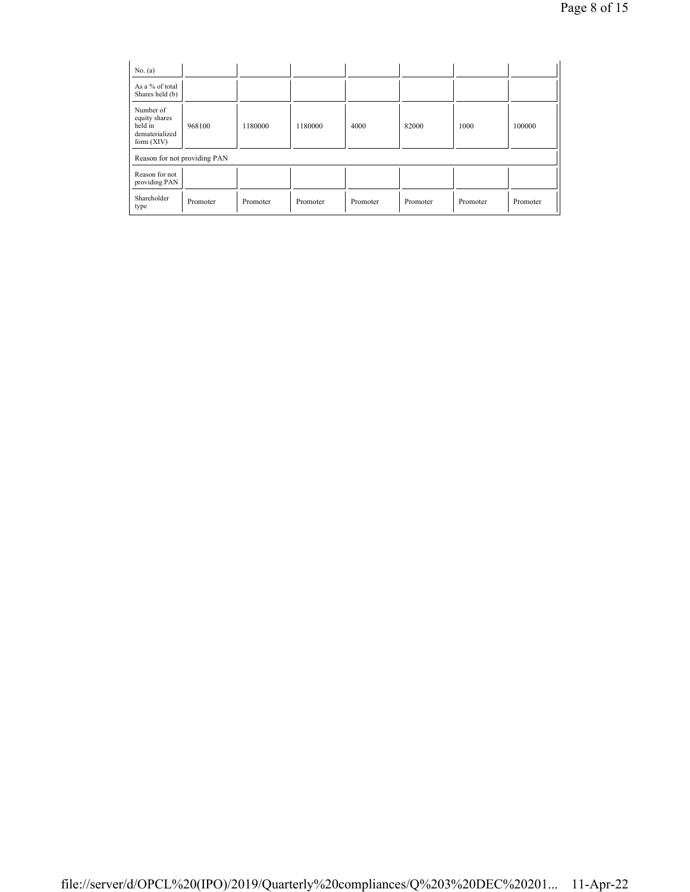| | | | | | | | |
|---|---|---|---|---|---|---|---|
| No. (a) | | | | | | | |
| As a % of total Shares held (b) | | | | | | | |
| Number of equity shares held in dematerialized form (XIV) | 968100 | 1180000 | 1180000 | 4000 | 82000 | 1000 | 100000 |
| Reason for not providing PAN | | | | | | | |
| Reason for not providing PAN | | | | | | | |
| Shareholder type | Promoter | Promoter | Promoter | Promoter | Promoter | Promoter | Promoter |

file://server/d/OPCL%20(IPO)/2019/Quarterly%20compliances/Q%203%20DEC%20201... 11-Apr-22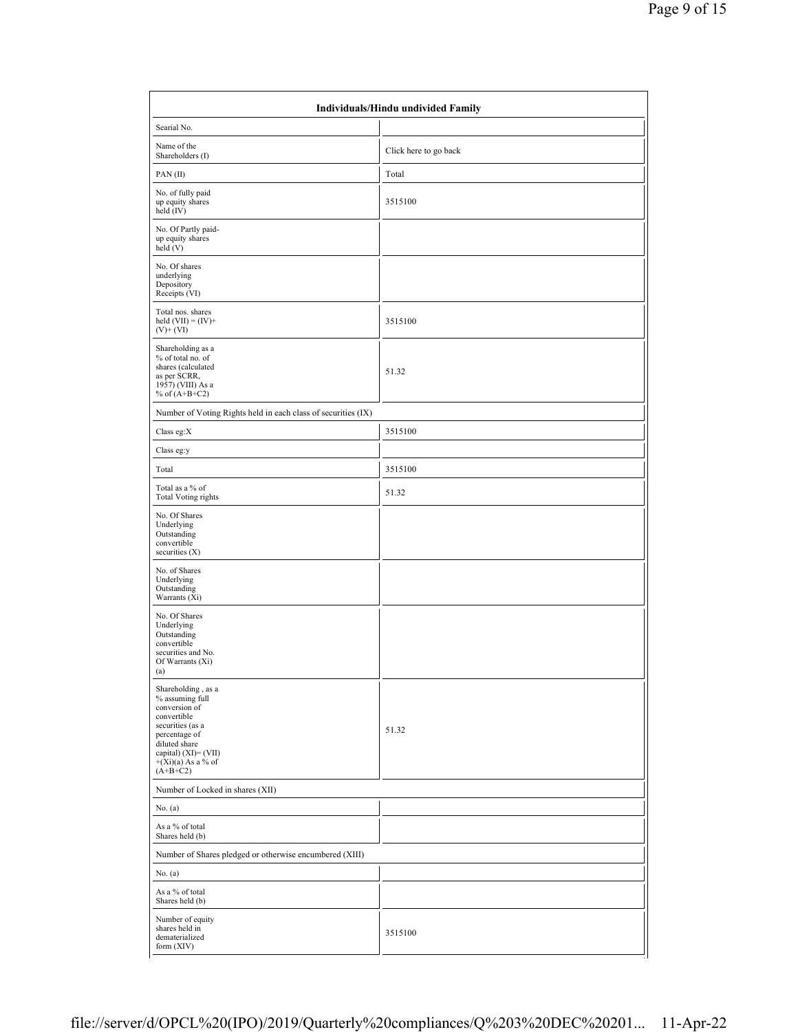| Individuals/Hindu undivided Family | |
|---|---|
| Searial No. | |
| Name of the Shareholders (I) | Click here to go back |
| PAN (II) | Total |
| No. of fully paid up equity shares held (IV) | 3515100 |
| No. Of Partly paid-up equity shares held (V) | |
| No. Of shares underlying Depository Receipts (VI) | |
| Total nos. shares held (VII) = (IV)+ (V)+ (VI) | 3515100 |
| Shareholding as a % of total no. of shares (calculated as per SCRR, 1957) (VIII) As a % of (A+B+C2) | 51.32 |
| Number of Voting Rights held in each class of securities (IX) | |
| Class eg:X | 3515100 |
| Class eg:y | |
| Total | 3515100 |
| Total as a % of Total Voting rights | 51.32 |
| No. Of Shares Underlying Outstanding convertible securities (X) | |
| No. of Shares Underlying Outstanding Warrants (Xi) | |
| No. Of Shares Underlying Outstanding convertible securities and No. Of Warrants (Xi) (a) | |
| Shareholding , as a % assuming full conversion of convertible securities (as a percentage of diluted share capital) (XI)= (VII) +(Xi)(a) As a % of (A+B+C2) | 51.32 |
| Number of Locked in shares (XII) | |
| No. (a) | |
| As a % of total Shares held (b) | |
| Number of Shares pledged or otherwise encumbered (XIII) | |
| No. (a) | |
| As a % of total Shares held (b) | |
| Number of equity shares held in dematerialized form (XIV) | 3515100 |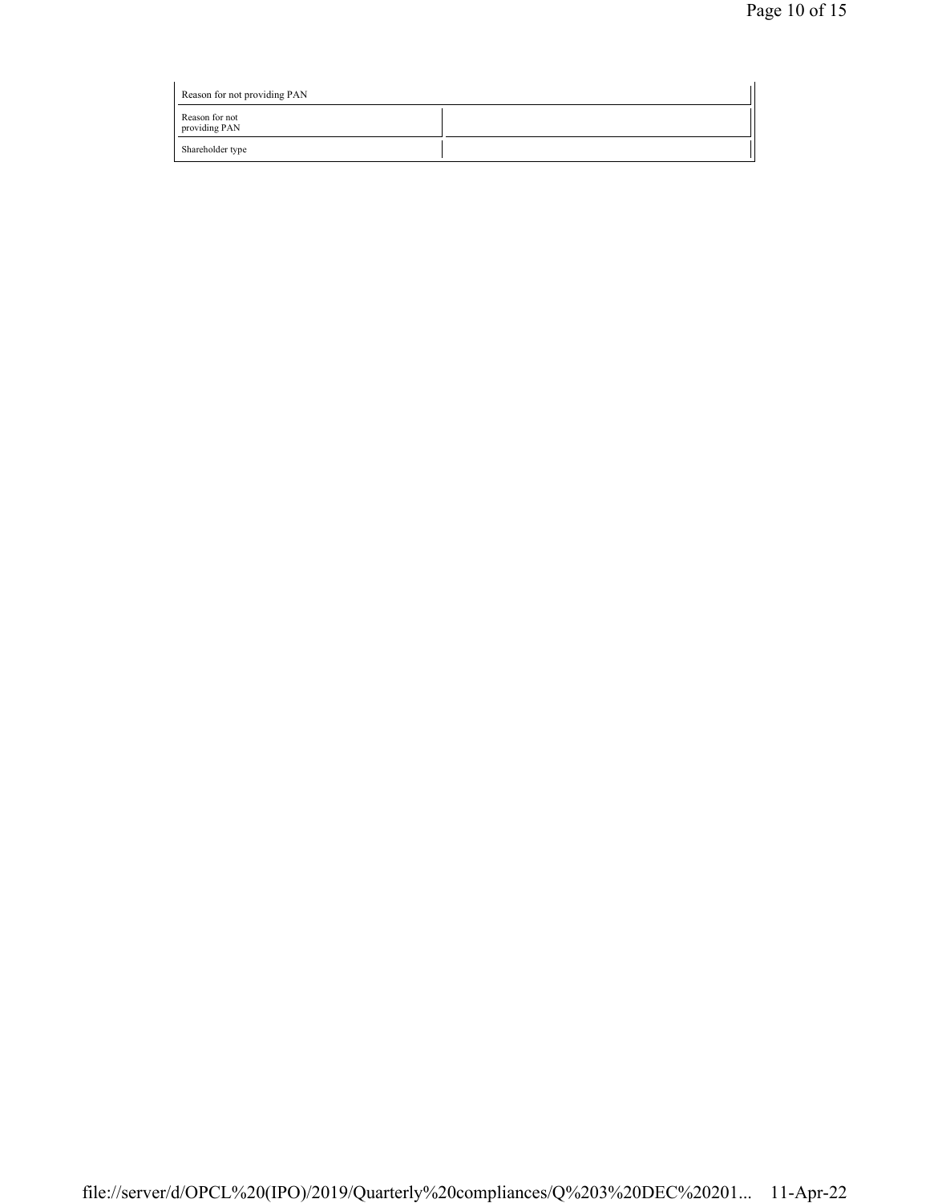| Reason for not providing PAN | |
|---|---|
| Reason for not providing PAN | |
| Shareholder type | |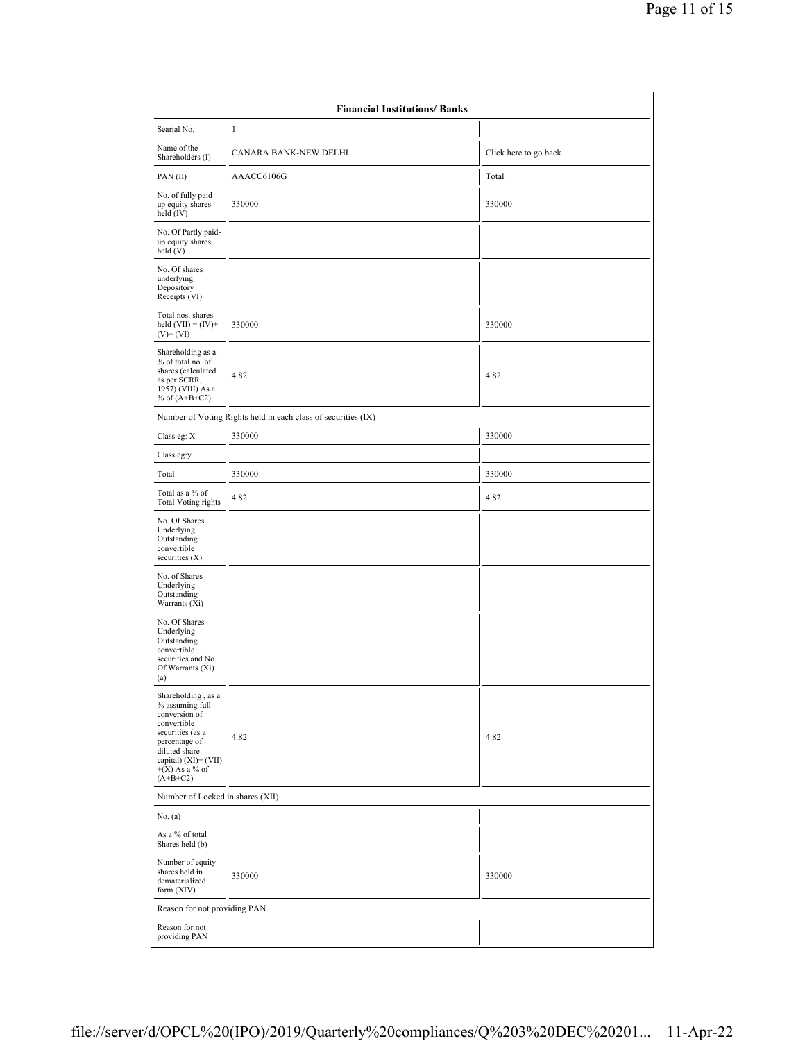| Financial Institutions/ Banks | | |
|---|---|---|
| Searial No. | 1 | |
| Name of the Shareholders (I) | CANARA BANK-NEW DELHI | Click here to go back |
| PAN (II) | AAACC6106G | Total |
| No. of fully paid up equity shares held (IV) | 330000 | 330000 |
| No. Of Partly paid-up equity shares held (V) | | |
| No. Of shares underlying Depository Receipts (VI) | | |
| Total nos. shares held (VII) = (IV)+(V)+ (VI) | 330000 | 330000 |
| Shareholding as a % of total no. of shares (calculated as per SCRR, 1957) (VIII) As a % of (A+B+C2) | 4.82 | 4.82 |
| Number of Voting Rights held in each class of securities (IX) | | |
| Class eg: X | 330000 | 330000 |
| Class eg:y | | |
| Total | 330000 | 330000 |
| Total as a % of Total Voting rights | 4.82 | 4.82 |
| No. Of Shares Underlying Outstanding convertible securities (X) | | |
| No. of Shares Underlying Outstanding Warrants (Xi) | | |
| No. Of Shares Underlying Outstanding convertible securities and No. Of Warrants (Xi) (a) | | |
| Shareholding , as a % assuming full conversion of convertible securities (as a percentage of diluted share capital) (XI)= (VII)+(X) As a % of (A+B+C2) | 4.82 | 4.82 |
| Number of Locked in shares (XII) | | |
| No. (a) | | |
| As a % of total Shares held (b) | | |
| Number of equity shares held in dematerialized form (XIV) | 330000 | 330000 |
| Reason for not providing PAN | | |
| Reason for not providing PAN | | |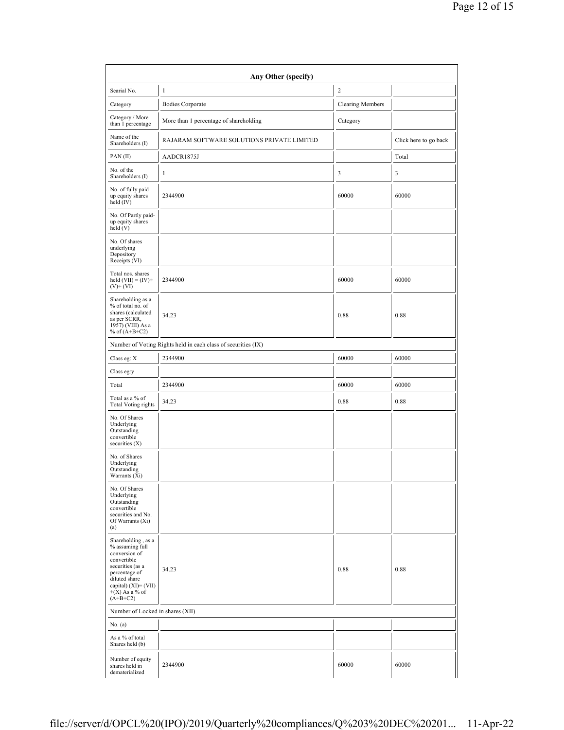| Any Other (specify) | | | |
|---|---|---|---|
| Searial No. | 1 | 2 | |
| Category | Bodies Corporate | Clearing Members | |
| Category / More than 1 percentage | More than 1 percentage of shareholding | Category | |
| Name of the Shareholders (I) | RAJARAM SOFTWARE SOLUTIONS PRIVATE LIMITED | | Click here to go back |
| PAN (II) | AADCR1875J | | Total |
| No. of the Shareholders (I) | 1 | 3 | 3 |
| No. of fully paid up equity shares held (IV) | 2344900 | 60000 | 60000 |
| No. Of Partly paid-up equity shares held (V) | | | |
| No. Of shares underlying Depository Receipts (VI) | | | |
| Total nos. shares held (VII) = (IV)+ (V)+ (VI) | 2344900 | 60000 | 60000 |
| Shareholding as a % of total no. of shares (calculated as per SCRR, 1957) (VIII) As a % of (A+B+C2) | 34.23 | 0.88 | 0.88 |
| Number of Voting Rights held in each class of securities (IX) | | | |
| Class eg: X | 2344900 | 60000 | 60000 |
| Class eg:y | | | |
| Total | 2344900 | 60000 | 60000 |
| Total as a % of Total Voting rights | 34.23 | 0.88 | 0.88 |
| No. Of Shares Underlying Outstanding convertible securities (X) | | | |
| No. of Shares Underlying Outstanding Warrants (Xi) | | | |
| No. Of Shares Underlying Outstanding convertible securities and No. Of Warrants (Xi) (a) | | | |
| Shareholding , as a % assuming full conversion of convertible securities (as a percentage of diluted share capital) (XI)= (VII) +(X) As a % of (A+B+C2) | 34.23 | 0.88 | 0.88 |
| Number of Locked in shares (XII) | | | |
| No. (a) | | | |
| As a % of total Shares held (b) | | | |
| Number of equity shares held in dematerialized | 2344900 | 60000 | 60000 |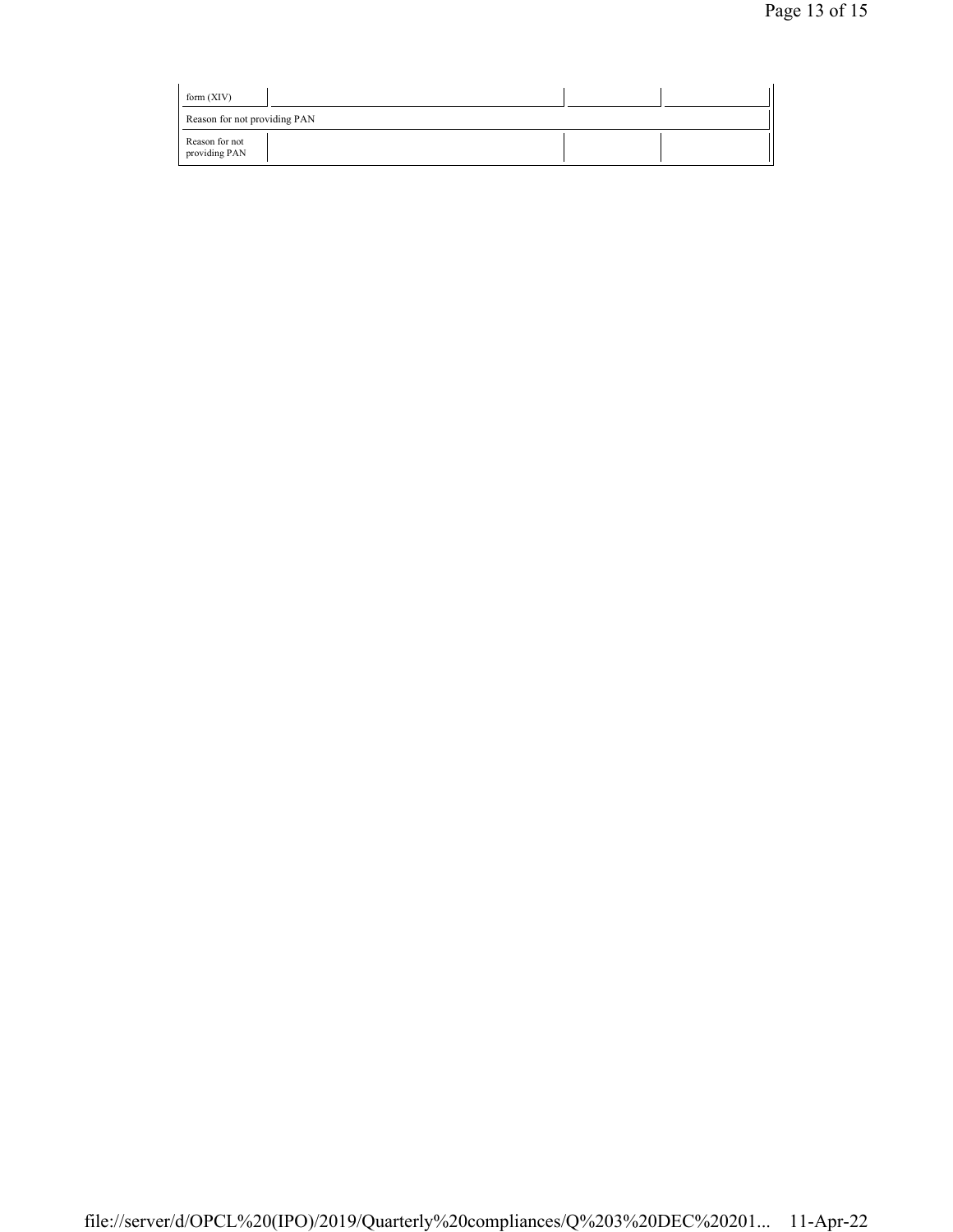| form (XIV) | | | |
| --- | --- | --- | --- |
| Reason for not providing PAN | | | |
| Reason for not providing PAN | | | |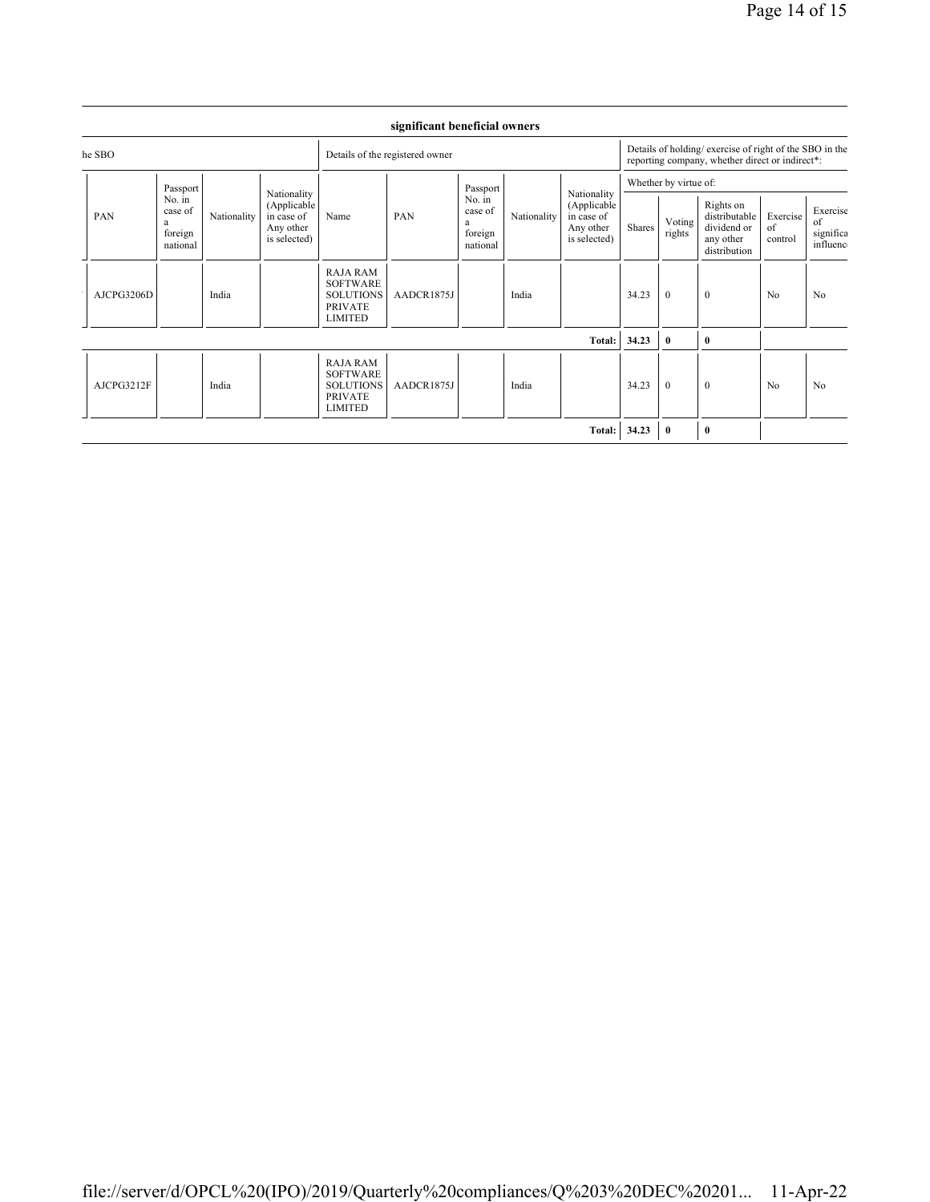| significant beneficial owners | | | | | | | | | | | | | | |
|---|---|---|---|---|---|---|---|---|---|---|---|---|---|---|
| he SBO | | | | Details of the registered owner | | | | | Details of holding/ exercise of right of the SBO in the reporting company, whether direct or indirect*: | | | | | |
| | | | | | | | | | Whether by virtue of: | | | | | |
| PAN | Passport No. in case of a foreign national | Nationality | Nationality (Applicable in case of Any other is selected) | Name | PAN | Passport No. in case of a foreign national | Nationality | Nationality (Applicable in case of Any other is selected) | Shares | Voting rights | Rights on distributable dividend or any other distribution | Exercise of control | Exercise of significa influenc |
| AJCPG3206D | | India | | RAJA RAM SOFTWARE SOLUTIONS PRIVATE LIMITED | AADCR1875J | | India | | 34.23 | 0 | 0 | No | No |
| | | | | | | | | **Total:** | **34.23** | **0** | **0** | | |
| AJCPG3212F | | India | | RAJA RAM SOFTWARE SOLUTIONS PRIVATE LIMITED | AADCR1875J | | India | | 34.23 | 0 | 0 | No | No |
| | | | | | | | | **Total:** | **34.23** | **0** | **0** | | |

file://server/d/OPCL%20(IPO)/2019/Quarterly%20compliances/Q%203%20DEC%20201... 11-Apr-22